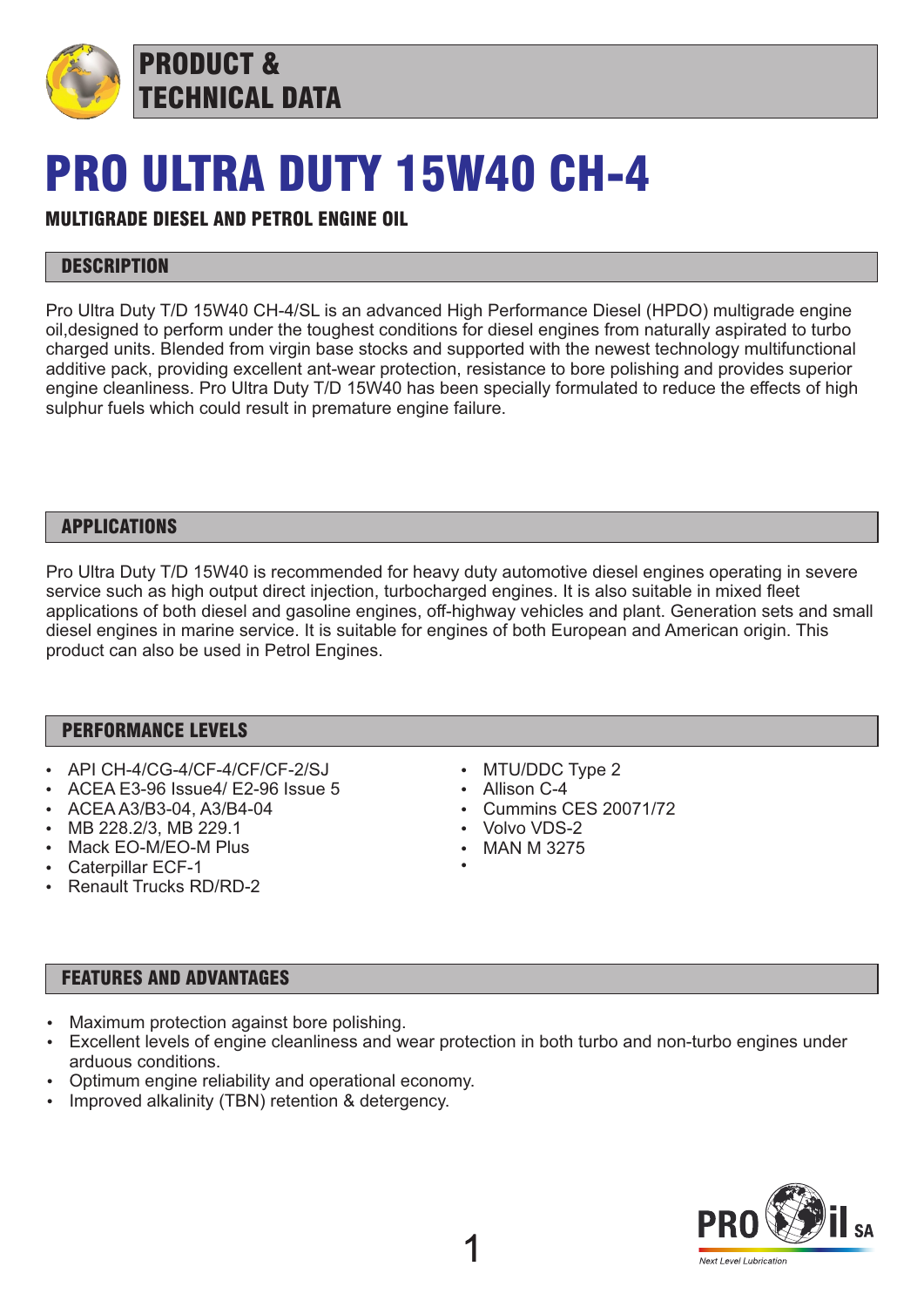PRODUCT & TECHNICAL DATA

# PRO ULTRA DUTY 15W40 CH-4

**MULTIGRADE DIESEL AND PETROL ENGINE OIL**

## DESCRIPTION

Pro Ultra Duty T/D 15W40 CH-4/SL is an advanced High Performance Diesel (HPDO) multigrade engine oil,designed to perform under the toughest conditions for diesel engines from naturally aspirated to turbo charged units. Blended from virgin base stocks and supported with the newest technology multifunctional additive pack, providing excellent ant-wear protection, resistance to bore polishing and provides superior engine cleanliness. Pro Ultra Duty T/D 15W40 has been specially formulated to reduce the effects of high sulphur fuels which could result in premature engine failure.

## APPLICATIONS

Pro Ultra Duty T/D 15W40 is recommended for heavy duty automotive diesel engines operating in severe service such as high output direct injection, turbocharged engines. It is also suitable in mixed fleet applications of both diesel and gasoline engines, off-highway vehicles and plant. Generation sets and small diesel engines in marine service. It is suitable for engines of both European and American origin. This product can also be used in Petrol Engines.

## PERFORMANCE LEVELS

- API CH-4/CG-4/CF-4/CF/CF-2/SJ
- ACEA E3-96 Issue4/ E2-96 Issue 5
- ACEA A3/B3-04, A3/B4-04
- MB 228.2/3, MB 229.1
- Mack EO-M/EO-M Plus
- Caterpillar ECF-1
- Renault Trucks RD/RD-2
- MTU/DDC Type 2
- Allison C-4
- Cummins CES 20071/72
- Volvo VDS-2
- MAN M 3275

## FEATURES AND ADVANTAGES

- Maximum protection against bore polishing.
- Excellent levels of engine cleanliness and wear protection in both turbo and non-turbo engines under arduous conditions.
- Optimum engine reliability and operational economy.
- Improved alkalinity (TBN) retention & detergency.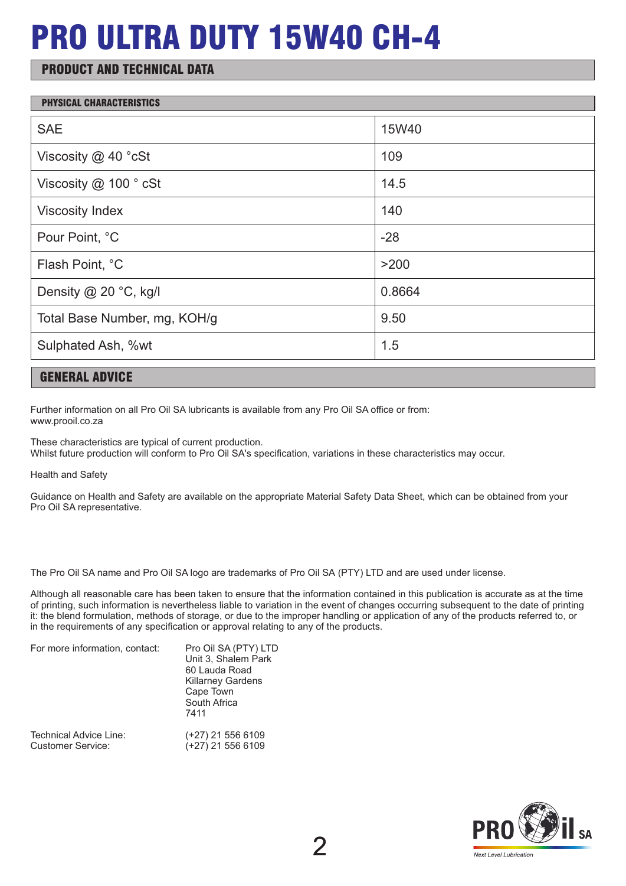# PRO ULTRA DUTY 15W40 CH-4

## PRODUCT AND TECHNICAL DATA

### PHYSICAL CHARACTERISTICS

| | |
|---|---|
| SAE | 15W40 |
| Viscosity @ 40 °cSt | 109 |
| Viscosity @ 100 ° cSt | 14.5 |
| Viscosity Index | 140 |
| Pour Point, °C | -28 |
| Flash Point, °C | >200 |
| Density @ 20 °C, kg/l | 0.8664 |
| Total Base Number, mg, KOH/g | 9.50 |
| Sulphated Ash, %wt | 1.5 |

## GENERAL ADVICE

Further information on all Pro Oil SA lubricants is available from any Pro Oil SA office or from:
www.prooil.co.za

These characteristics are typical of current production.
Whilst future production will conform to Pro Oil SA's specification, variations in these characteristics may occur.

Health and Safety

Guidance on Health and Safety are available on the appropriate Material Safety Data Sheet, which can be obtained from your Pro Oil SA representative.

The Pro Oil SA name and Pro Oil SA logo are trademarks of Pro Oil SA (PTY) LTD and are used under license.

Although all reasonable care has been taken to ensure that the information contained in this publication is accurate as at the time of printing, such information is nevertheless liable to variation in the event of changes occurring subsequent to the date of printing it: the blend formulation, methods of storage, or due to the improper handling or application of any of the products referred to, or in the requirements of any specification or approval relating to any of the products.

For more information, contact:

Pro Oil SA (PTY) LTD
Unit 3, Shalem Park
60 Lauda Road
Killarney Gardens
Cape Town
South Africa
7411

Technical Advice Line: (+27) 21 556 6109
Customer Service: (+27) 21 556 6109

PRO Oil SA
*Next Level Lubrication*